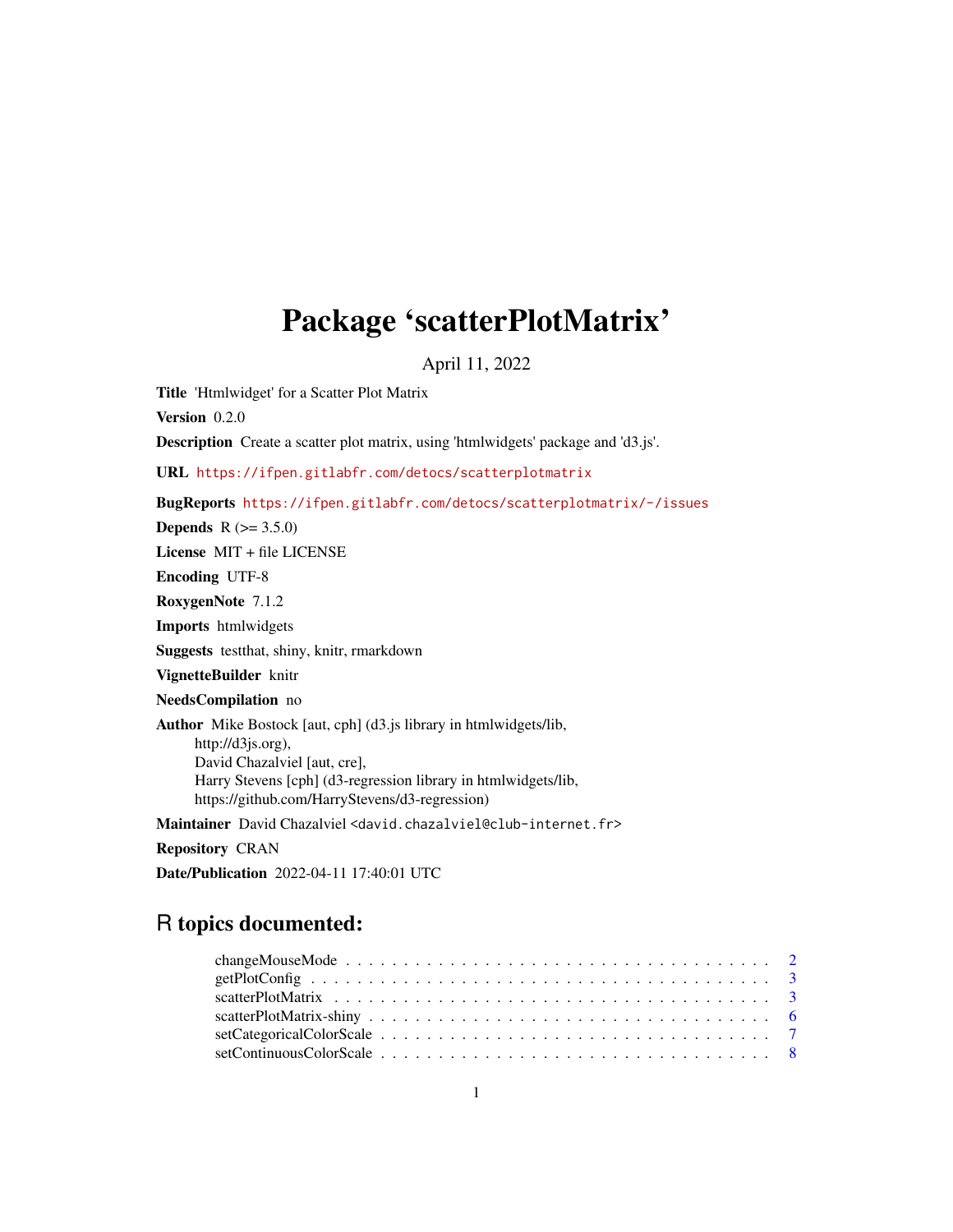# Package 'scatterPlotMatrix'

April 11, 2022

**Title** 'Htmlwidget' for a Scatter Plot Matrix

**Version** 0.2.0

**Description** Create a scatter plot matrix, using 'htmlwidgets' package and 'd3.js'.

**URL** https://ifpen.gitlabfr.com/detocs/scatterplotmatrix

**BugReports** https://ifpen.gitlabfr.com/detocs/scatterplotmatrix/-/issues

**Depends** R (>= 3.5.0)

**License** MIT + file LICENSE

**Encoding** UTF-8

**RoxygenNote** 7.1.2

**Imports** htmlwidgets

**Suggests** testthat, shiny, knitr, rmarkdown

**VignetteBuilder** knitr

**NeedsCompilation** no

**Author** Mike Bostock [aut, cph] (d3.js library in htmlwidgets/lib,
http://d3js.org),
David Chazalviel [aut, cre],
Harry Stevens [cph] (d3-regression library in htmlwidgets/lib,
https://github.com/HarryStevens/d3-regression)

**Maintainer** David Chazalviel <david.chazalviel@club-internet.fr>

**Repository** CRAN

**Date/Publication** 2022-04-11 17:40:01 UTC

## R topics documented:

changeMouseMode . . . . . . . . . . . . . . . . . . . . . . . . . . . . . . . . . . 2
getPlotConfig . . . . . . . . . . . . . . . . . . . . . . . . . . . . . . . . . . . . 3
scatterPlotMatrix . . . . . . . . . . . . . . . . . . . . . . . . . . . . . . . . . . 3
scatterPlotMatrix-shiny . . . . . . . . . . . . . . . . . . . . . . . . . . . . . . . 6
setCategoricalColorScale . . . . . . . . . . . . . . . . . . . . . . . . . . . . . . 7
setContinuousColorScale . . . . . . . . . . . . . . . . . . . . . . . . . . . . . . 8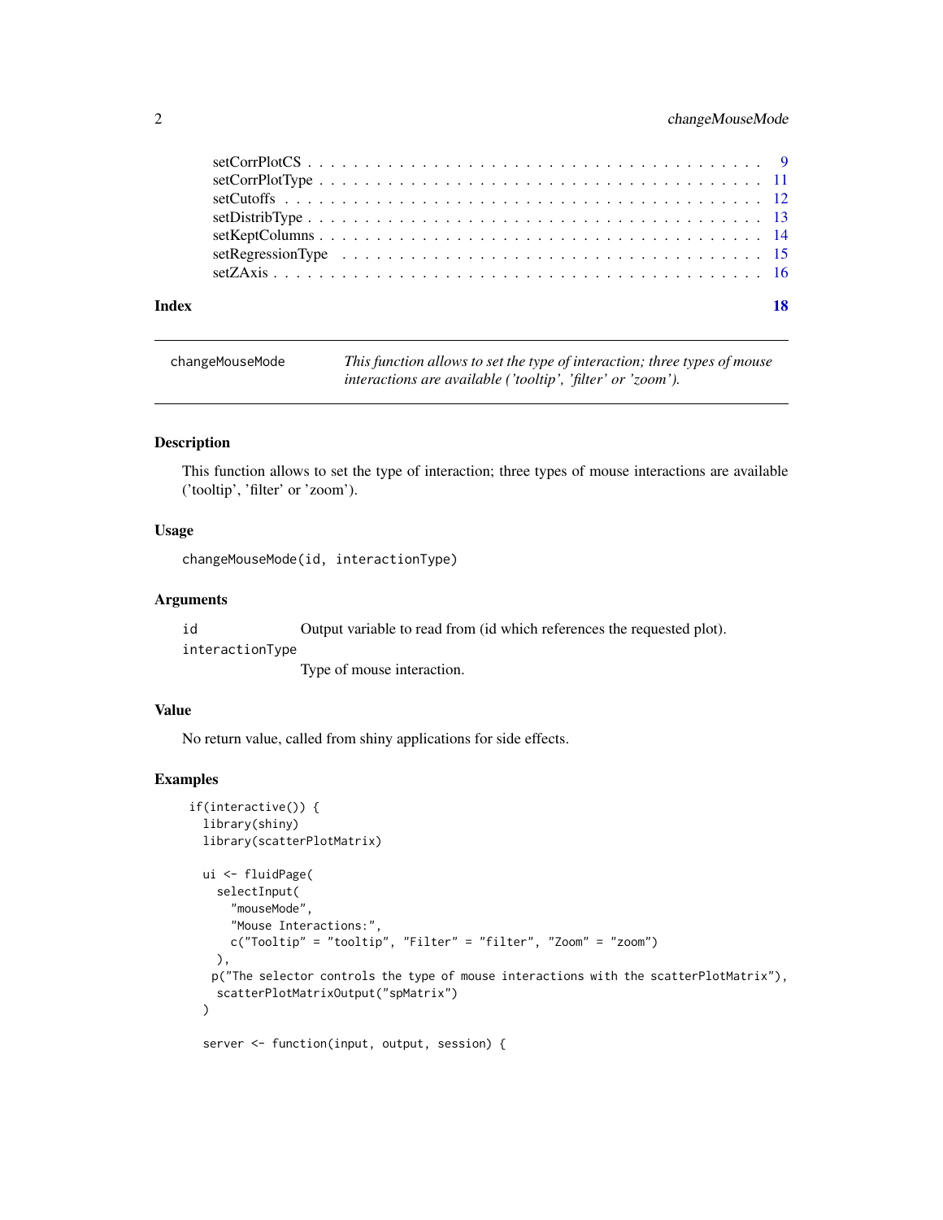setCorrPlotCS . . . . . . . . . . . . . . . . . . . . . . . . . . . . . . . . . . . . 9
setCorrPlotType . . . . . . . . . . . . . . . . . . . . . . . . . . . . . . . . . . . 11
setCutoffs . . . . . . . . . . . . . . . . . . . . . . . . . . . . . . . . . . . . . 12
setDistribType . . . . . . . . . . . . . . . . . . . . . . . . . . . . . . . . . . . 13
setKeptColumns . . . . . . . . . . . . . . . . . . . . . . . . . . . . . . . . . . . 14
setRegressionType . . . . . . . . . . . . . . . . . . . . . . . . . . . . . . . . . 15
setZAxis . . . . . . . . . . . . . . . . . . . . . . . . . . . . . . . . . . . . . . 16

**Index** **18**

---

`changeMouseMode` *This function allows to set the type of interaction; three types of mouse interactions are available ('tooltip', 'filter' or 'zoom').*

---

### Description

This function allows to set the type of interaction; three types of mouse interactions are available ('tooltip', 'filter' or 'zoom').

### Usage

```
changeMouseMode(id, interactionType)
```

### Arguments

| | |
|---|---|
| `id` | Output variable to read from (id which references the requested plot). |
| `interactionType` | Type of mouse interaction. |

### Value

No return value, called from shiny applications for side effects.

### Examples

```
if(interactive()) {
  library(shiny)
  library(scatterPlotMatrix)

  ui <- fluidPage(
    selectInput(
      "mouseMode",
      "Mouse Interactions:",
      c("Tooltip" = "tooltip", "Filter" = "filter", "Zoom" = "zoom")
    ),
   p("The selector controls the type of mouse interactions with the scatterPlotMatrix"),
    scatterPlotMatrixOutput("spMatrix")
  )

  server <- function(input, output, session) {
```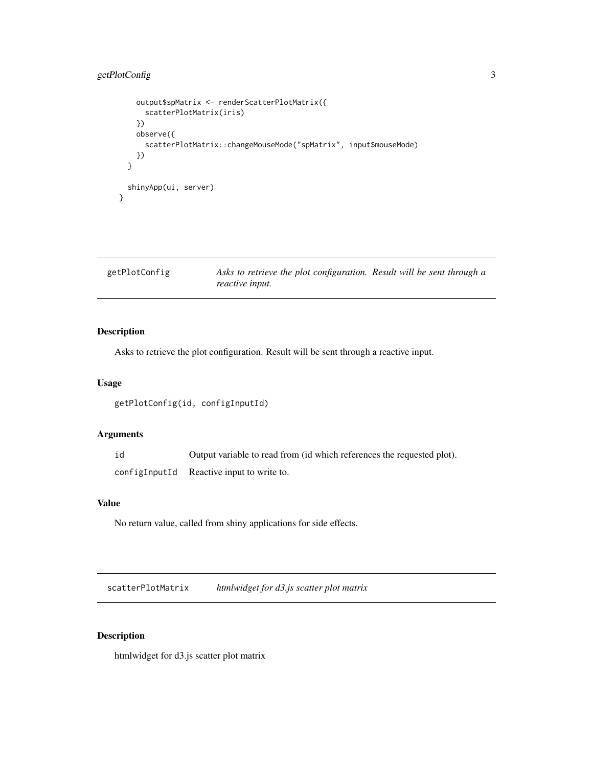```
    output$spMatrix <- renderScatterPlotMatrix({
      scatterPlotMatrix(iris)
    })
    observe({
      scatterPlotMatrix::changeMouseMode("spMatrix", input$mouseMode)
    })
  }

  shinyApp(ui, server)
}
```

## getPlotConfig — *Asks to retrieve the plot configuration. Result will be sent through a reactive input.*

### Description

Asks to retrieve the plot configuration. Result will be sent through a reactive input.

### Usage

```
getPlotConfig(id, configInputId)
```

### Arguments

| | |
|---|---|
| `id` | Output variable to read from (id which references the requested plot). |
| `configInputId` | Reactive input to write to. |

### Value

No return value, called from shiny applications for side effects.

## scatterPlotMatrix — *htmlwidget for d3.js scatter plot matrix*

### Description

htmlwidget for d3.js scatter plot matrix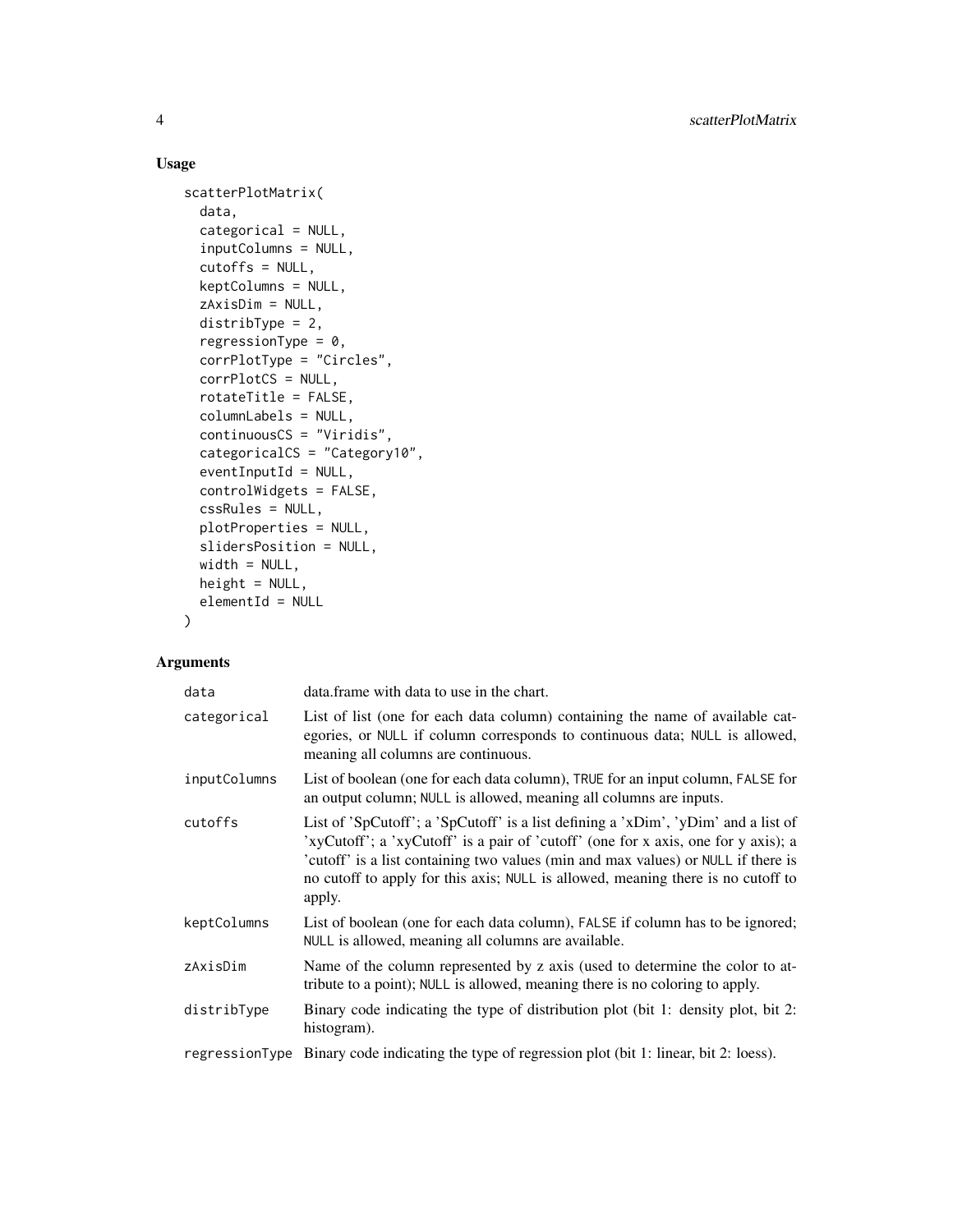## Usage

```
scatterPlotMatrix(
  data,
  categorical = NULL,
  inputColumns = NULL,
  cutoffs = NULL,
  keptColumns = NULL,
  zAxisDim = NULL,
  distribType = 2,
  regressionType = 0,
  corrPlotType = "Circles",
  corrPlotCS = NULL,
  rotateTitle = FALSE,
  columnLabels = NULL,
  continuousCS = "Viridis",
  categoricalCS = "Category10",
  eventInputId = NULL,
  controlWidgets = FALSE,
  cssRules = NULL,
  plotProperties = NULL,
  slidersPosition = NULL,
  width = NULL,
  height = NULL,
  elementId = NULL
)
```

## Arguments

| | |
|---|---|
| `data` | data.frame with data to use in the chart. |
| `categorical` | List of list (one for each data column) containing the name of available categories, or `NULL` if column corresponds to continuous data; `NULL` is allowed, meaning all columns are continuous. |
| `inputColumns` | List of boolean (one for each data column), `TRUE` for an input column, `FALSE` for an output column; `NULL` is allowed, meaning all columns are inputs. |
| `cutoffs` | List of 'SpCutoff'; a 'SpCutoff' is a list defining a 'xDim', 'yDim' and a list of 'xyCutoff'; a 'xyCutoff' is a pair of 'cutoff' (one for x axis, one for y axis); a 'cutoff' is a list containing two values (min and max values) or `NULL` if there is no cutoff to apply for this axis; `NULL` is allowed, meaning there is no cutoff to apply. |
| `keptColumns` | List of boolean (one for each data column), `FALSE` if column has to be ignored; `NULL` is allowed, meaning all columns are available. |
| `zAxisDim` | Name of the column represented by z axis (used to determine the color to attribute to a point); `NULL` is allowed, meaning there is no coloring to apply. |
| `distribType` | Binary code indicating the type of distribution plot (bit 1: density plot, bit 2: histogram). |
| `regressionType` | Binary code indicating the type of regression plot (bit 1: linear, bit 2: loess). |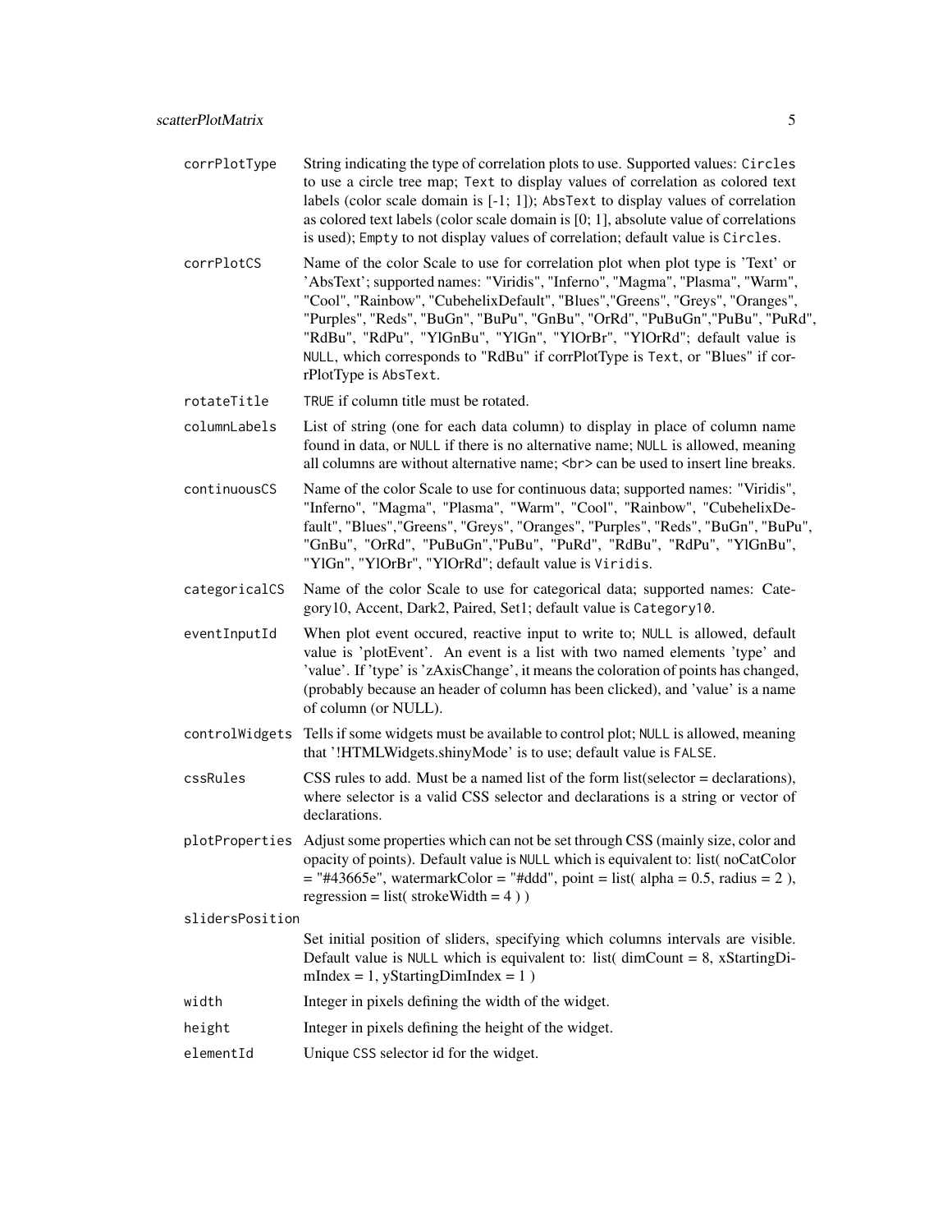| | |
|---|---|
| `corrPlotType` | String indicating the type of correlation plots to use. Supported values: `Circles` to use a circle tree map; `Text` to display values of correlation as colored text labels (color scale domain is [-1; 1]); `AbsText` to display values of correlation as colored text labels (color scale domain is [0; 1], absolute value of correlations is used); `Empty` to not display values of correlation; default value is `Circles`. |
| `corrPlotCS` | Name of the color Scale to use for correlation plot when plot type is 'Text' or 'AbsText'; supported names: "Viridis", "Inferno", "Magma", "Plasma", "Warm", "Cool", "Rainbow", "CubehelixDefault", "Blues","Greens", "Greys", "Oranges", "Purples", "Reds", "BuGn", "BuPu", "GnBu", "OrRd", "PuBuGn","PuBu", "PuRd", "RdBu", "RdPu", "YlGnBu", "YlGn", "YlOrBr", "YlOrRd"; default value is `NULL`, which corresponds to "RdBu" if corrPlotType is `Text`, or "Blues" if corrPlotType is `AbsText`. |
| `rotateTitle` | `TRUE` if column title must be rotated. |
| `columnLabels` | List of string (one for each data column) to display in place of column name found in data, or `NULL` if there is no alternative name; `NULL` is allowed, meaning all columns are without alternative name; `<br>` can be used to insert line breaks. |
| `continuousCS` | Name of the color Scale to use for continuous data; supported names: "Viridis", "Inferno", "Magma", "Plasma", "Warm", "Cool", "Rainbow", "CubehelixDefault", "Blues","Greens", "Greys", "Oranges", "Purples", "Reds", "BuGn", "BuPu", "GnBu", "OrRd", "PuBuGn","PuBu", "PuRd", "RdBu", "RdPu", "YlGnBu", "YlGn", "YlOrBr", "YlOrRd"; default value is `Viridis`. |
| `categoricalCS` | Name of the color Scale to use for categorical data; supported names: Category10, Accent, Dark2, Paired, Set1; default value is `Category10`. |
| `eventInputId` | When plot event occured, reactive input to write to; `NULL` is allowed, default value is 'plotEvent'. An event is a list with two named elements 'type' and 'value'. If 'type' is 'zAxisChange', it means the coloration of points has changed, (probably because an header of column has been clicked), and 'value' is a name of column (or NULL). |
| `controlWidgets` | Tells if some widgets must be available to control plot; `NULL` is allowed, meaning that '!HTMLWidgets.shinyMode' is to use; default value is `FALSE`. |
| `cssRules` | CSS rules to add. Must be a named list of the form list(selector = declarations), where selector is a valid CSS selector and declarations is a string or vector of declarations. |
| `plotProperties` | Adjust some properties which can not be set through CSS (mainly size, color and opacity of points). Default value is `NULL` which is equivalent to: list( noCatColor = "#43665e", watermarkColor = "#ddd", point = list( alpha = 0.5, radius = 2 ), regression = list( strokeWidth = 4 ) ) |
| `slidersPosition` | Set initial position of sliders, specifying which columns intervals are visible. Default value is `NULL` which is equivalent to: list( dimCount = 8, xStartingDimIndex = 1, yStartingDimIndex = 1 ) |
| `width` | Integer in pixels defining the width of the widget. |
| `height` | Integer in pixels defining the height of the widget. |
| `elementId` | Unique `CSS` selector id for the widget. |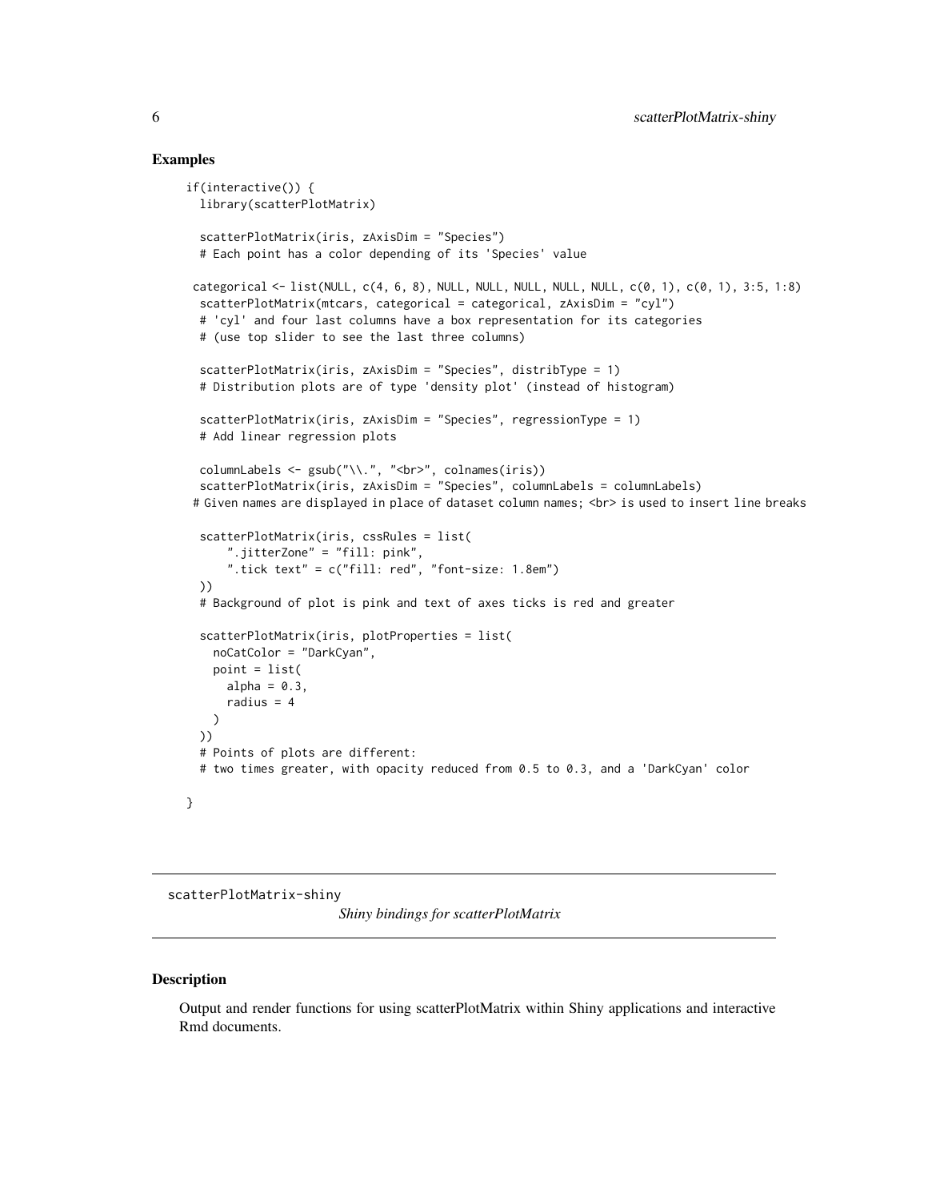### Examples

```
if(interactive()) {
  library(scatterPlotMatrix)

  scatterPlotMatrix(iris, zAxisDim = "Species")
  # Each point has a color depending of its 'Species' value

 categorical <- list(NULL, c(4, 6, 8), NULL, NULL, NULL, NULL, NULL, c(0, 1), c(0, 1), 3:5, 1:8)
  scatterPlotMatrix(mtcars, categorical = categorical, zAxisDim = "cyl")
  # 'cyl' and four last columns have a box representation for its categories
  # (use top slider to see the last three columns)

  scatterPlotMatrix(iris, zAxisDim = "Species", distribType = 1)
  # Distribution plots are of type 'density plot' (instead of histogram)

  scatterPlotMatrix(iris, zAxisDim = "Species", regressionType = 1)
  # Add linear regression plots

  columnLabels <- gsub("\\.", "<br>", colnames(iris))
  scatterPlotMatrix(iris, zAxisDim = "Species", columnLabels = columnLabels)
 # Given names are displayed in place of dataset column names; <br> is used to insert line breaks

  scatterPlotMatrix(iris, cssRules = list(
      ".jitterZone" = "fill: pink",
      ".tick text" = c("fill: red", "font-size: 1.8em")
  ))
  # Background of plot is pink and text of axes ticks is red and greater

  scatterPlotMatrix(iris, plotProperties = list(
    noCatColor = "DarkCyan",
    point = list(
      alpha = 0.3,
      radius = 4
    )
  ))
  # Points of plots are different:
  # two times greater, with opacity reduced from 0.5 to 0.3, and a 'DarkCyan' color

}
```

---

scatterPlotMatrix-shiny    *Shiny bindings for scatterPlotMatrix*

---

### Description

Output and render functions for using scatterPlotMatrix within Shiny applications and interactive Rmd documents.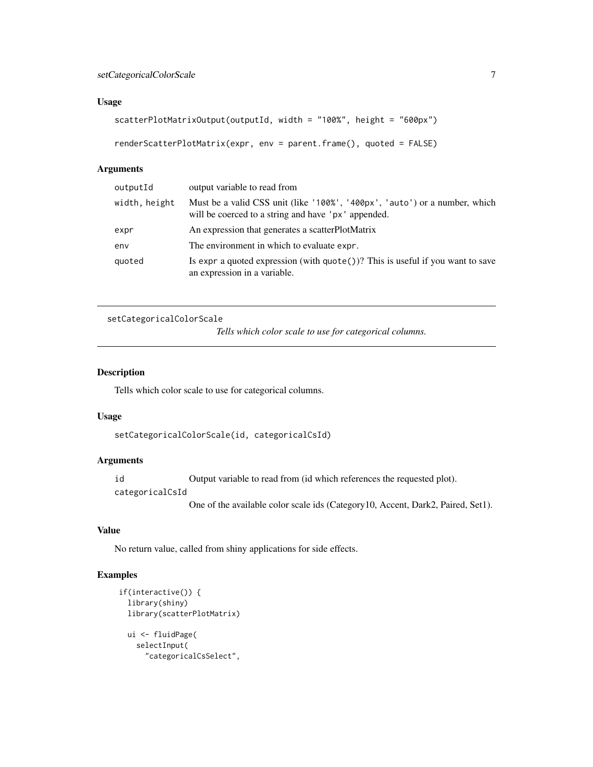### Usage

```
scatterPlotMatrixOutput(outputId, width = "100%", height = "600px")

renderScatterPlotMatrix(expr, env = parent.frame(), quoted = FALSE)
```

### Arguments

| | |
|---|---|
| `outputId` | output variable to read from |
| `width, height` | Must be a valid CSS unit (like '100%', '400px', 'auto') or a number, which will be coerced to a string and have 'px' appended. |
| `expr` | An expression that generates a scatterPlotMatrix |
| `env` | The environment in which to evaluate `expr`. |
| `quoted` | Is `expr` a quoted expression (with `quote()`)? This is useful if you want to save an expression in a variable. |

---

## setCategoricalColorScale

*Tells which color scale to use for categorical columns.*

---

### Description

Tells which color scale to use for categorical columns.

### Usage

```
setCategoricalColorScale(id, categoricalCsId)
```

### Arguments

| | |
|---|---|
| `id` | Output variable to read from (id which references the requested plot). |
| `categoricalCsId` | One of the available color scale ids (Category10, Accent, Dark2, Paired, Set1). |

### Value

No return value, called from shiny applications for side effects.

### Examples

```
if(interactive()) {
  library(shiny)
  library(scatterPlotMatrix)

  ui <- fluidPage(
    selectInput(
      "categoricalCsSelect",
```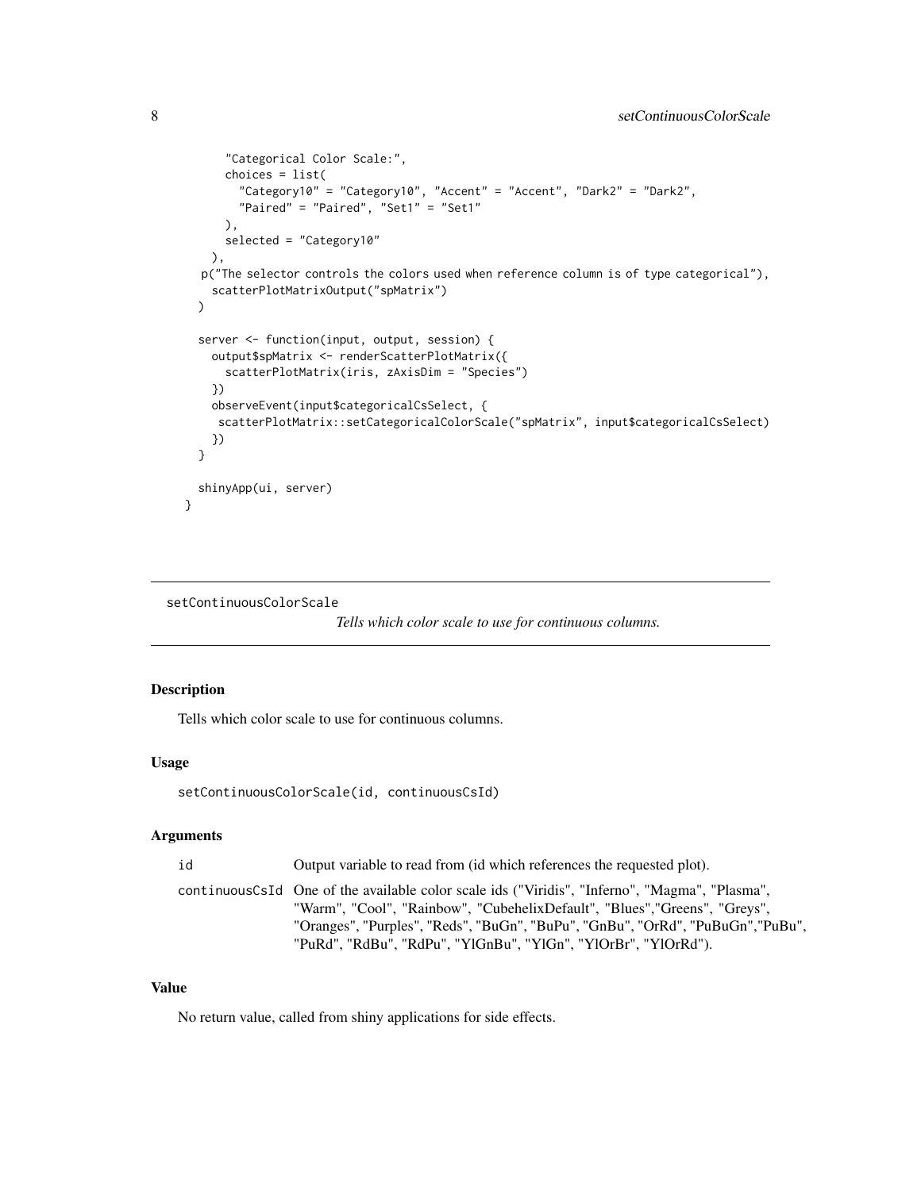```
      "Categorical Color Scale:",
      choices = list(
        "Category10" = "Category10", "Accent" = "Accent", "Dark2" = "Dark2",
        "Paired" = "Paired", "Set1" = "Set1"
      ),
      selected = "Category10"
    ),
   p("The selector controls the colors used when reference column is of type categorical"),
    scatterPlotMatrixOutput("spMatrix")
  )

  server <- function(input, output, session) {
    output$spMatrix <- renderScatterPlotMatrix({
      scatterPlotMatrix(iris, zAxisDim = "Species")
    })
    observeEvent(input$categoricalCsSelect, {
     scatterPlotMatrix::setCategoricalColorScale("spMatrix", input$categoricalCsSelect)
    })
  }

  shinyApp(ui, server)
}
```

## setContinuousColorScale

*Tells which color scale to use for continuous columns.*

### Description

Tells which color scale to use for continuous columns.

### Usage

```
setContinuousColorScale(id, continuousCsId)
```

### Arguments

| | |
|---|---|
| id | Output variable to read from (id which references the requested plot). |
| continuousCsId | One of the available color scale ids ("Viridis", "Inferno", "Magma", "Plasma", "Warm", "Cool", "Rainbow", "CubehelixDefault", "Blues","Greens", "Greys", "Oranges", "Purples", "Reds", "BuGn", "BuPu", "GnBu", "OrRd", "PuBuGn","PuBu", "PuRd", "RdBu", "RdPu", "YlGnBu", "YlGn", "YlOrBr", "YlOrRd"). |

### Value

No return value, called from shiny applications for side effects.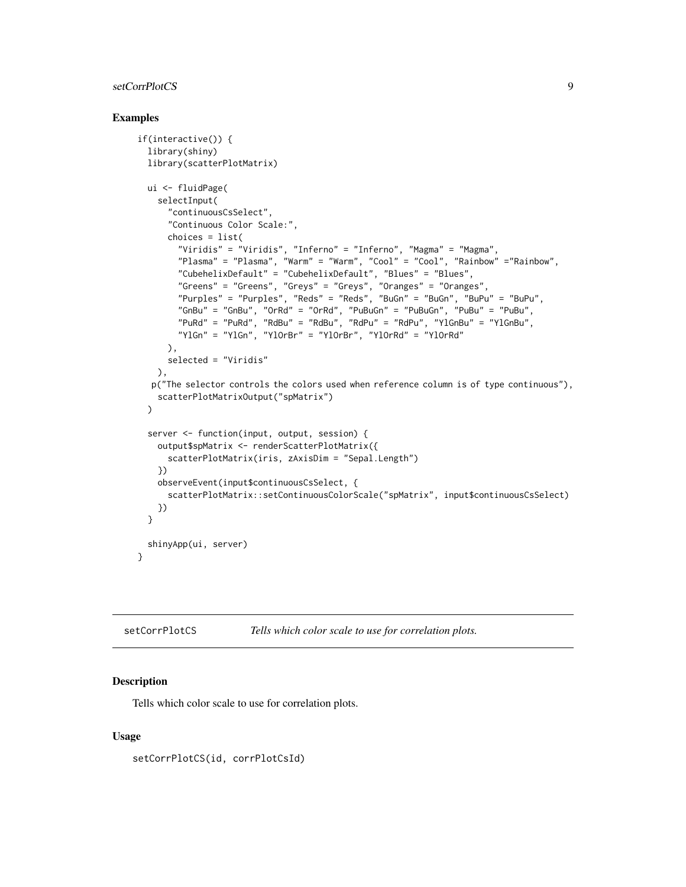## Examples

```
if(interactive()) {
  library(shiny)
  library(scatterPlotMatrix)

  ui <- fluidPage(
    selectInput(
      "continuousCsSelect",
      "Continuous Color Scale:",
      choices = list(
        "Viridis" = "Viridis", "Inferno" = "Inferno", "Magma" = "Magma",
        "Plasma" = "Plasma", "Warm" = "Warm", "Cool" = "Cool", "Rainbow" ="Rainbow",
        "CubehelixDefault" = "CubehelixDefault", "Blues" = "Blues",
        "Greens" = "Greens", "Greys" = "Greys", "Oranges" = "Oranges",
        "Purples" = "Purples", "Reds" = "Reds", "BuGn" = "BuGn", "BuPu" = "BuPu",
        "GnBu" = "GnBu", "OrRd" = "OrRd", "PuBuGn" = "PuBuGn", "PuBu" = "PuBu",
        "PuRd" = "PuRd", "RdBu" = "RdBu", "RdPu" = "RdPu", "YlGnBu" = "YlGnBu",
        "YlGn" = "YlGn", "YlOrBr" = "YlOrBr", "YlOrRd" = "YlOrRd"
      ),
      selected = "Viridis"
    ),
   p("The selector controls the colors used when reference column is of type continuous"),
    scatterPlotMatrixOutput("spMatrix")
  )

  server <- function(input, output, session) {
    output$spMatrix <- renderScatterPlotMatrix({
      scatterPlotMatrix(iris, zAxisDim = "Sepal.Length")
    })
    observeEvent(input$continuousCsSelect, {
      scatterPlotMatrix::setContinuousColorScale("spMatrix", input$continuousCsSelect)
    })
  }

  shinyApp(ui, server)
}
```

---

## setCorrPlotCS — *Tells which color scale to use for correlation plots.*

### Description

Tells which color scale to use for correlation plots.

### Usage

```
setCorrPlotCS(id, corrPlotCsId)
```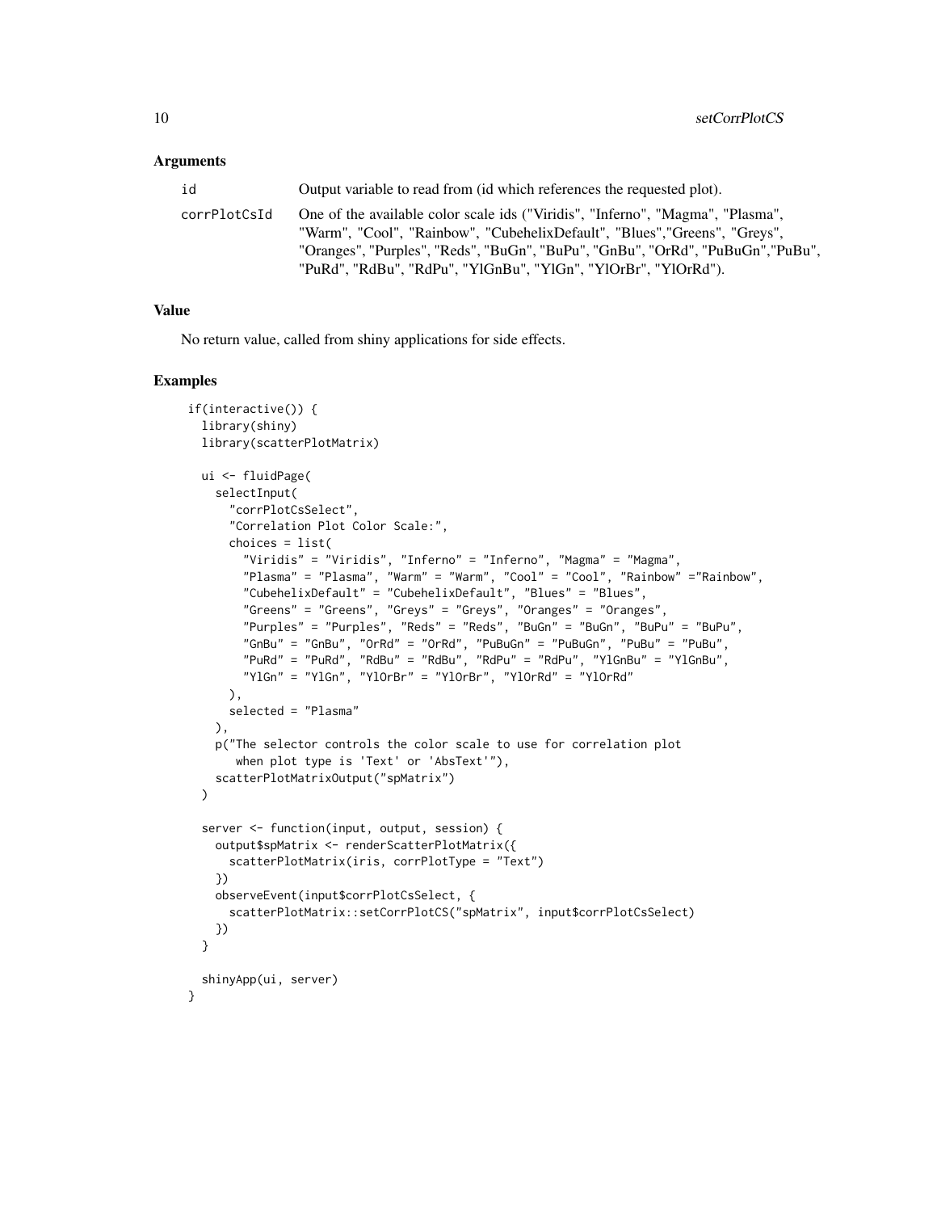### Arguments

| | |
|---|---|
| id | Output variable to read from (id which references the requested plot). |
| corrPlotCsId | One of the available color scale ids ("Viridis", "Inferno", "Magma", "Plasma", "Warm", "Cool", "Rainbow", "CubehelixDefault", "Blues","Greens", "Greys", "Oranges", "Purples", "Reds", "BuGn", "BuPu", "GnBu", "OrRd", "PuBuGn","PuBu", "PuRd", "RdBu", "RdPu", "YlGnBu", "YlGn", "YlOrBr", "YlOrRd"). |

### Value

No return value, called from shiny applications for side effects.

### Examples

```
if(interactive()) {
  library(shiny)
  library(scatterPlotMatrix)

  ui <- fluidPage(
    selectInput(
      "corrPlotCsSelect",
      "Correlation Plot Color Scale:",
      choices = list(
        "Viridis" = "Viridis", "Inferno" = "Inferno", "Magma" = "Magma",
        "Plasma" = "Plasma", "Warm" = "Warm", "Cool" = "Cool", "Rainbow" ="Rainbow",
        "CubehelixDefault" = "CubehelixDefault", "Blues" = "Blues",
        "Greens" = "Greens", "Greys" = "Greys", "Oranges" = "Oranges",
        "Purples" = "Purples", "Reds" = "Reds", "BuGn" = "BuGn", "BuPu" = "BuPu",
        "GnBu" = "GnBu", "OrRd" = "OrRd", "PuBuGn" = "PuBuGn", "PuBu" = "PuBu",
        "PuRd" = "PuRd", "RdBu" = "RdBu", "RdPu" = "RdPu", "YlGnBu" = "YlGnBu",
        "YlGn" = "YlGn", "YlOrBr" = "YlOrBr", "YlOrRd" = "YlOrRd"
      ),
      selected = "Plasma"
    ),
    p("The selector controls the color scale to use for correlation plot
       when plot type is 'Text' or 'AbsText'"),
    scatterPlotMatrixOutput("spMatrix")
  )

  server <- function(input, output, session) {
    output$spMatrix <- renderScatterPlotMatrix({
      scatterPlotMatrix(iris, corrPlotType = "Text")
    })
    observeEvent(input$corrPlotCsSelect, {
      scatterPlotMatrix::setCorrPlotCS("spMatrix", input$corrPlotCsSelect)
    })
  }

  shinyApp(ui, server)
}
```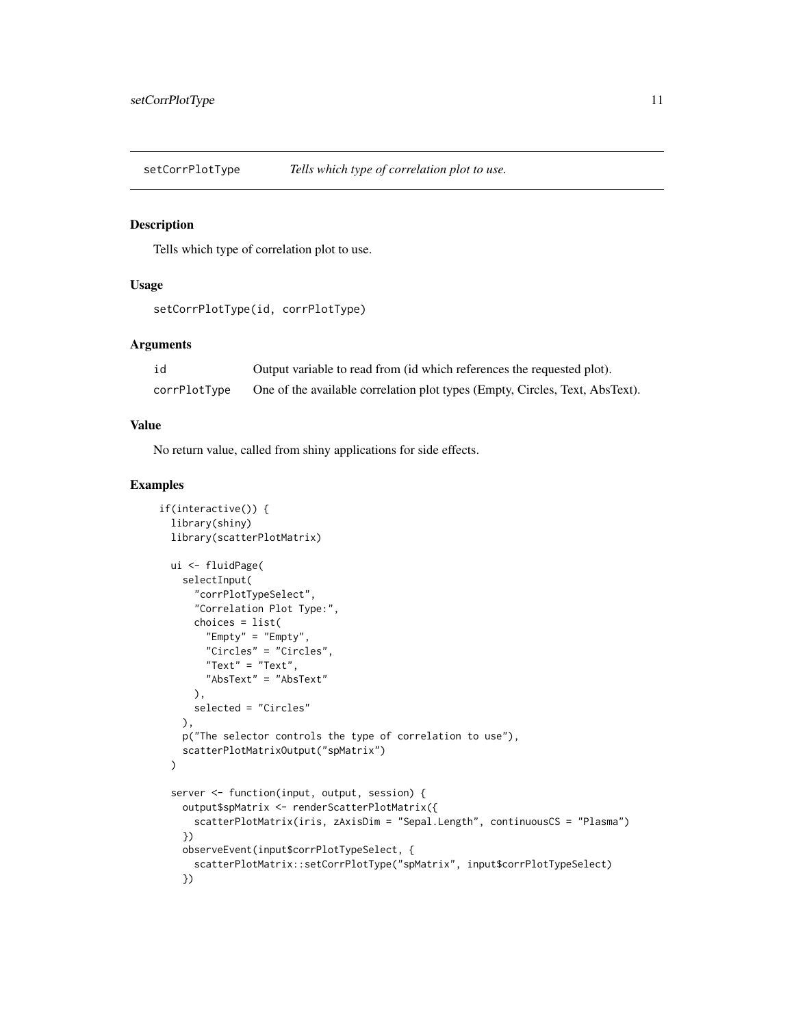## setCorrPlotType *Tells which type of correlation plot to use.*

### Description

Tells which type of correlation plot to use.

### Usage

```
setCorrPlotType(id, corrPlotType)
```

### Arguments

| | |
|---|---|
| `id` | Output variable to read from (id which references the requested plot). |
| `corrPlotType` | One of the available correlation plot types (Empty, Circles, Text, AbsText). |

### Value

No return value, called from shiny applications for side effects.

### Examples

```
if(interactive()) {
  library(shiny)
  library(scatterPlotMatrix)

  ui <- fluidPage(
    selectInput(
      "corrPlotTypeSelect",
      "Correlation Plot Type:",
      choices = list(
        "Empty" = "Empty",
        "Circles" = "Circles",
        "Text" = "Text",
        "AbsText" = "AbsText"
      ),
      selected = "Circles"
    ),
    p("The selector controls the type of correlation to use"),
    scatterPlotMatrixOutput("spMatrix")
  )

  server <- function(input, output, session) {
    output$spMatrix <- renderScatterPlotMatrix({
      scatterPlotMatrix(iris, zAxisDim = "Sepal.Length", continuousCS = "Plasma")
    })
    observeEvent(input$corrPlotTypeSelect, {
      scatterPlotMatrix::setCorrPlotType("spMatrix", input$corrPlotTypeSelect)
    })
```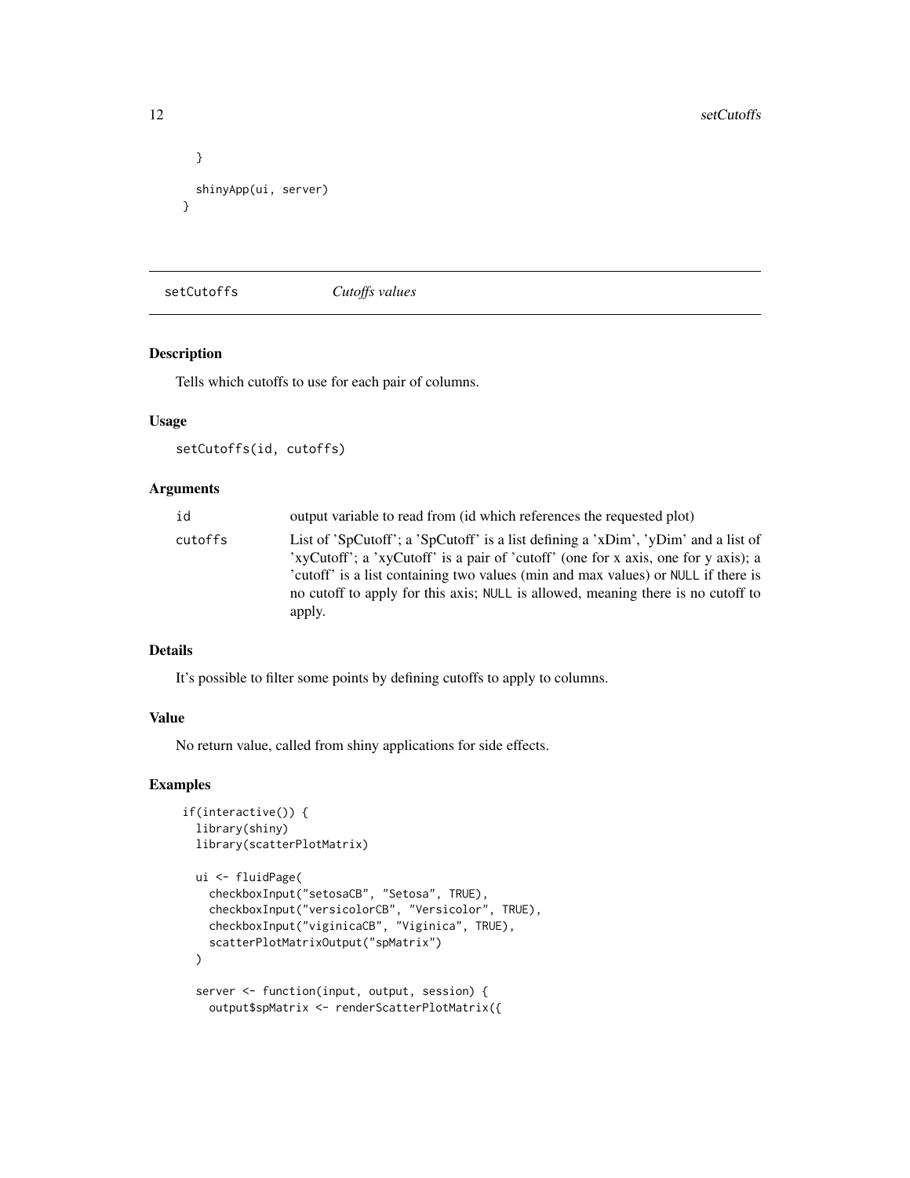```
  }

  shinyApp(ui, server)
}
```

## setCutoffs — *Cutoffs values*

### Description

Tells which cutoffs to use for each pair of columns.

### Usage

```
setCutoffs(id, cutoffs)
```

### Arguments

| | |
|---|---|
| `id` | output variable to read from (id which references the requested plot) |
| `cutoffs` | List of 'SpCutoff'; a 'SpCutoff' is a list defining a 'xDim', 'yDim' and a list of 'xyCutoff'; a 'xyCutoff' is a pair of 'cutoff' (one for x axis, one for y axis); a 'cutoff' is a list containing two values (min and max values) or `NULL` if there is no cutoff to apply for this axis; `NULL` is allowed, meaning there is no cutoff to apply. |

### Details

It's possible to filter some points by defining cutoffs to apply to columns.

### Value

No return value, called from shiny applications for side effects.

### Examples

```
if(interactive()) {
  library(shiny)
  library(scatterPlotMatrix)

  ui <- fluidPage(
    checkboxInput("setosaCB", "Setosa", TRUE),
    checkboxInput("versicolorCB", "Versicolor", TRUE),
    checkboxInput("viginicaCB", "Viginica", TRUE),
    scatterPlotMatrixOutput("spMatrix")
  )

  server <- function(input, output, session) {
    output$spMatrix <- renderScatterPlotMatrix({
```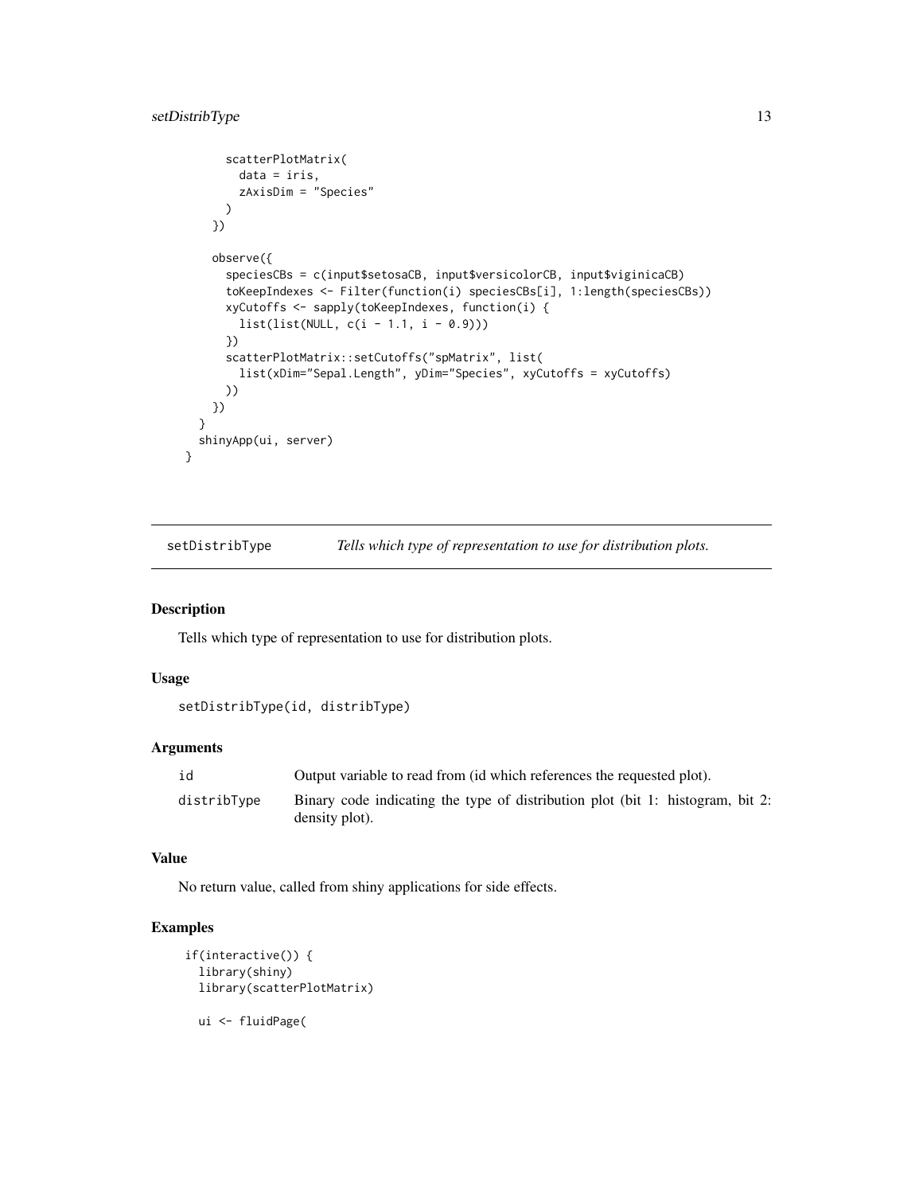```
      scatterPlotMatrix(
        data = iris,
        zAxisDim = "Species"
      )
    })

    observe({
      speciesCBs = c(input$setosaCB, input$versicolorCB, input$viginicaCB)
      toKeepIndexes <- Filter(function(i) speciesCBs[i], 1:length(speciesCBs))
      xyCutoffs <- sapply(toKeepIndexes, function(i) {
        list(list(NULL, c(i - 1.1, i - 0.9)))
      })
      scatterPlotMatrix::setCutoffs("spMatrix", list(
        list(xDim="Sepal.Length", yDim="Species", xyCutoffs = xyCutoffs)
      ))
    })
  }
  shinyApp(ui, server)
}
```

## setDistribType *Tells which type of representation to use for distribution plots.*

### Description

Tells which type of representation to use for distribution plots.

### Usage

```
setDistribType(id, distribType)
```

### Arguments

| | |
|---|---|
| id | Output variable to read from (id which references the requested plot). |
| distribType | Binary code indicating the type of distribution plot (bit 1: histogram, bit 2: density plot). |

### Value

No return value, called from shiny applications for side effects.

### Examples

```
if(interactive()) {
  library(shiny)
  library(scatterPlotMatrix)

  ui <- fluidPage(
```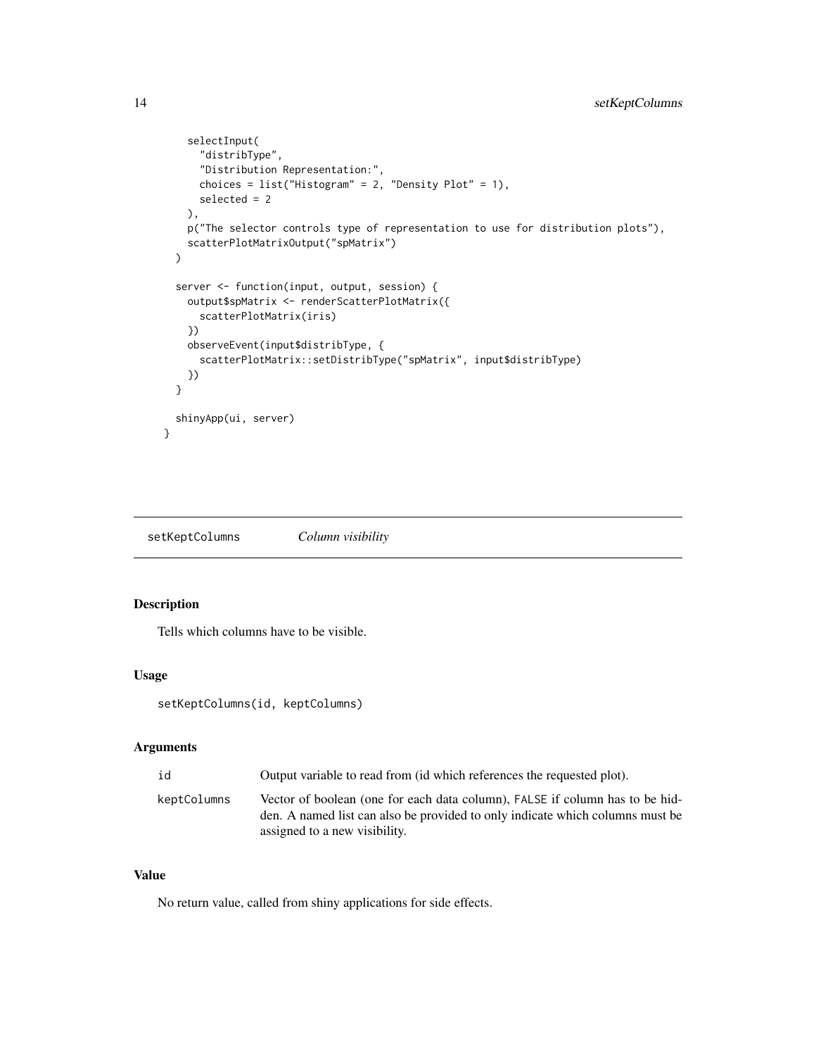```
    selectInput(
      "distribType",
      "Distribution Representation:",
      choices = list("Histogram" = 2, "Density Plot" = 1),
      selected = 2
    ),
    p("The selector controls type of representation to use for distribution plots"),
    scatterPlotMatrixOutput("spMatrix")
  )

  server <- function(input, output, session) {
    output$spMatrix <- renderScatterPlotMatrix({
      scatterPlotMatrix(iris)
    })
    observeEvent(input$distribType, {
      scatterPlotMatrix::setDistribType("spMatrix", input$distribType)
    })
  }

  shinyApp(ui, server)
}
```

## setKeptColumns *Column visibility*

### Description

Tells which columns have to be visible.

### Usage

```
setKeptColumns(id, keptColumns)
```

### Arguments

| | |
|---|---|
| id | Output variable to read from (id which references the requested plot). |
| keptColumns | Vector of boolean (one for each data column), FALSE if column has to be hidden. A named list can also be provided to only indicate which columns must be assigned to a new visibility. |

### Value

No return value, called from shiny applications for side effects.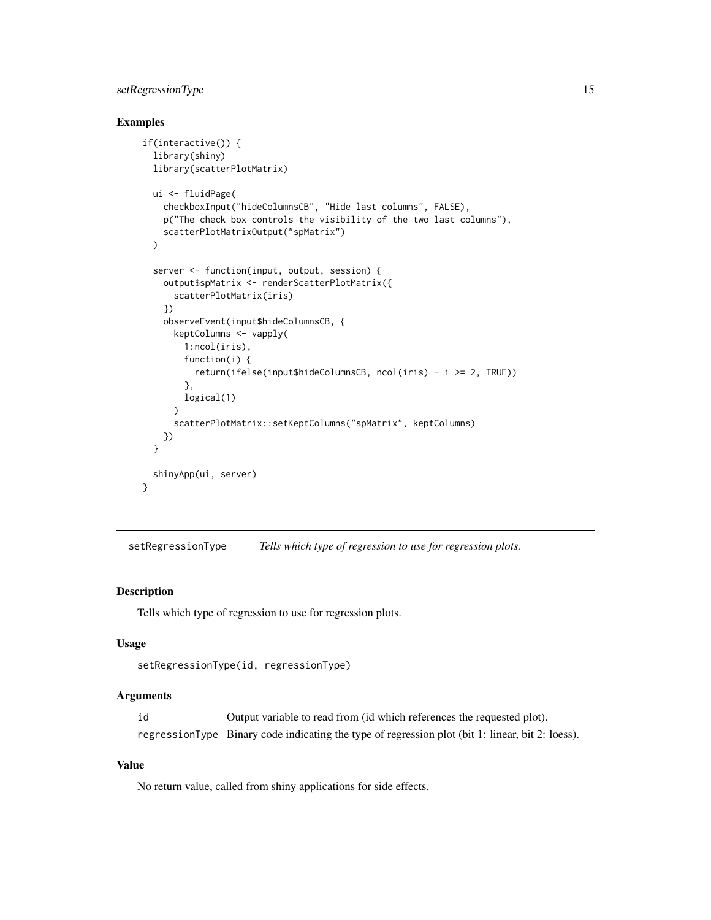### Examples

```
if(interactive()) {
  library(shiny)
  library(scatterPlotMatrix)

  ui <- fluidPage(
    checkboxInput("hideColumnsCB", "Hide last columns", FALSE),
    p("The check box controls the visibility of the two last columns"),
    scatterPlotMatrixOutput("spMatrix")
  )

  server <- function(input, output, session) {
    output$spMatrix <- renderScatterPlotMatrix({
      scatterPlotMatrix(iris)
    })
    observeEvent(input$hideColumnsCB, {
      keptColumns <- vapply(
        1:ncol(iris),
        function(i) {
          return(ifelse(input$hideColumnsCB, ncol(iris) - i >= 2, TRUE))
        },
        logical(1)
      )
      scatterPlotMatrix::setKeptColumns("spMatrix", keptColumns)
    })
  }

  shinyApp(ui, server)
}
```

## setRegressionType — *Tells which type of regression to use for regression plots.*

### Description

Tells which type of regression to use for regression plots.

### Usage

```
setRegressionType(id, regressionType)
```

### Arguments

| | |
|---|---|
| id | Output variable to read from (id which references the requested plot). |
| regressionType | Binary code indicating the type of regression plot (bit 1: linear, bit 2: loess). |

### Value

No return value, called from shiny applications for side effects.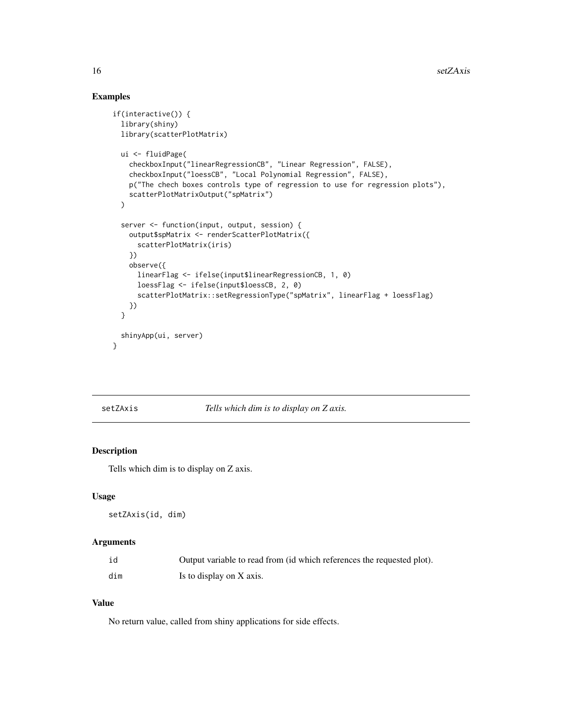## Examples

```
if(interactive()) {
  library(shiny)
  library(scatterPlotMatrix)

  ui <- fluidPage(
    checkboxInput("linearRegressionCB", "Linear Regression", FALSE),
    checkboxInput("loessCB", "Local Polynomial Regression", FALSE),
    p("The chech boxes controls type of regression to use for regression plots"),
    scatterPlotMatrixOutput("spMatrix")
  )

  server <- function(input, output, session) {
    output$spMatrix <- renderScatterPlotMatrix({
      scatterPlotMatrix(iris)
    })
    observe({
      linearFlag <- ifelse(input$linearRegressionCB, 1, 0)
      loessFlag <- ifelse(input$loessCB, 2, 0)
      scatterPlotMatrix::setRegressionType("spMatrix", linearFlag + loessFlag)
    })
  }

  shinyApp(ui, server)
}
```

---

# setZAxis — *Tells which dim is to display on Z axis.*

## Description

Tells which dim is to display on Z axis.

## Usage

```
setZAxis(id, dim)
```

## Arguments

| | |
|---|---|
| id | Output variable to read from (id which references the requested plot). |
| dim | Is to display on X axis. |

## Value

No return value, called from shiny applications for side effects.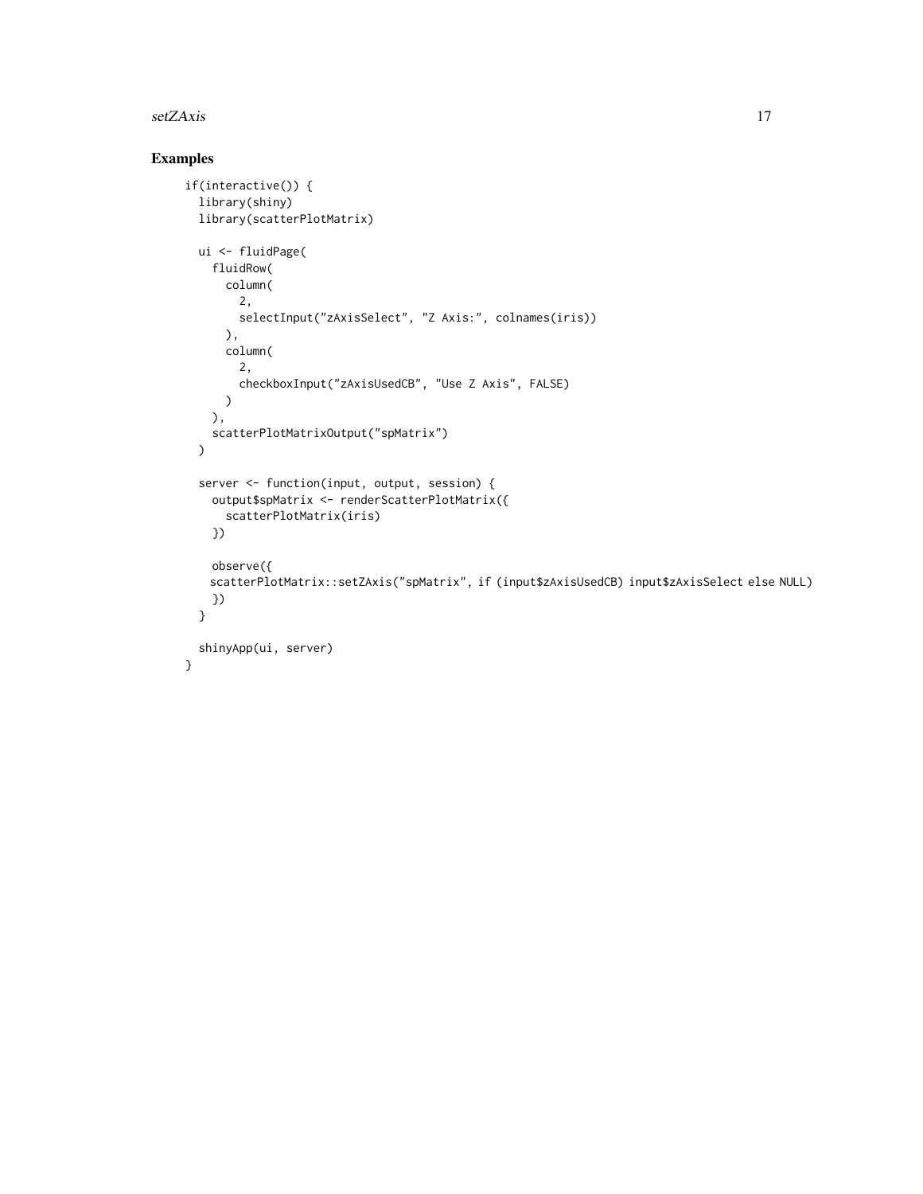## Examples

```
if(interactive()) {
  library(shiny)
  library(scatterPlotMatrix)

  ui <- fluidPage(
    fluidRow(
      column(
        2,
        selectInput("zAxisSelect", "Z Axis:", colnames(iris))
      ),
      column(
        2,
        checkboxInput("zAxisUsedCB", "Use Z Axis", FALSE)
      )
    ),
    scatterPlotMatrixOutput("spMatrix")
  )

  server <- function(input, output, session) {
    output$spMatrix <- renderScatterPlotMatrix({
      scatterPlotMatrix(iris)
    })

    observe({
    scatterPlotMatrix::setZAxis("spMatrix", if (input$zAxisUsedCB) input$zAxisSelect else NULL)
    })
  }

  shinyApp(ui, server)
}
```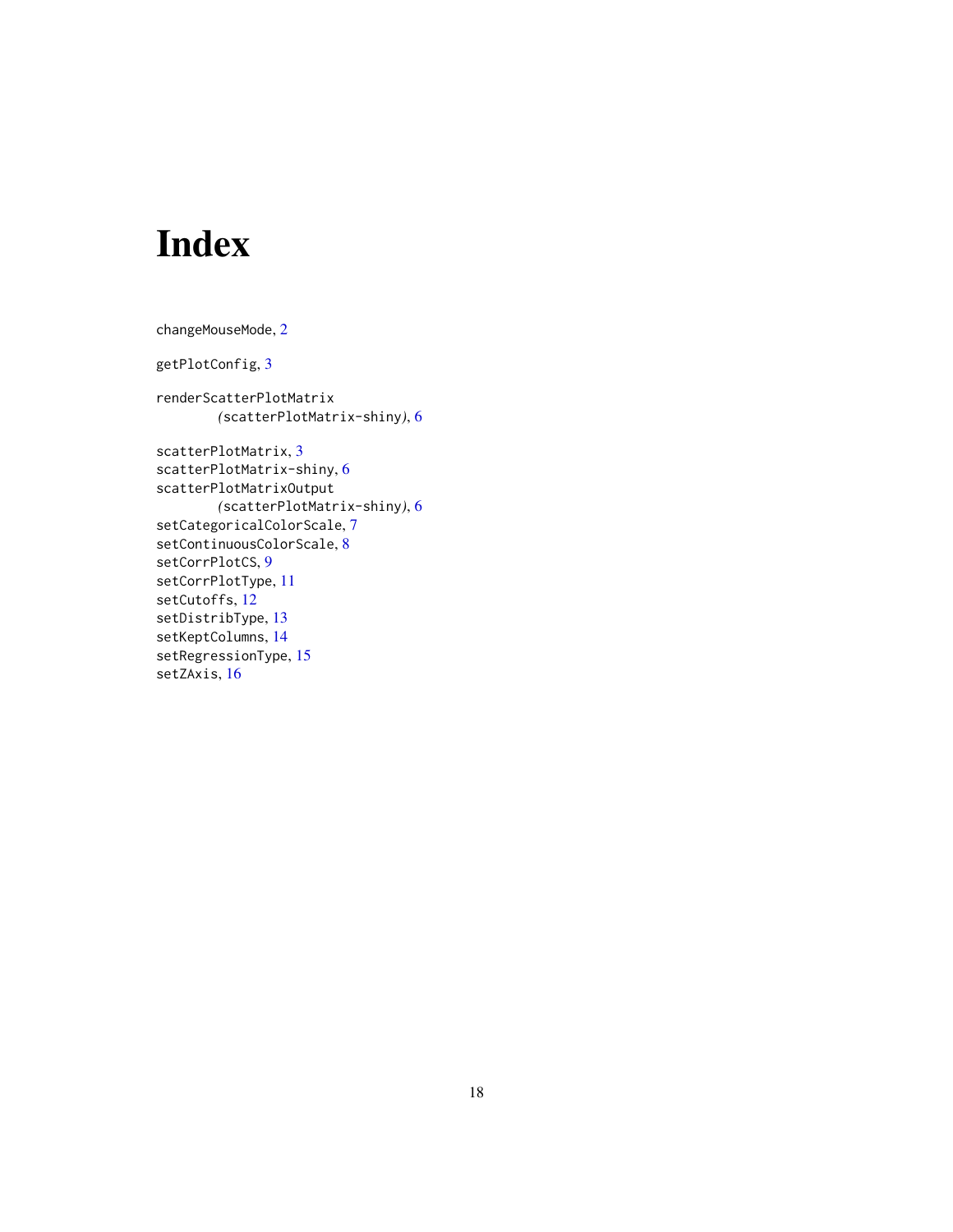# Index

changeMouseMode, 2

getPlotConfig, 3

renderScatterPlotMatrix
        *(*scatterPlotMatrix-shiny*)*, 6

scatterPlotMatrix, 3
scatterPlotMatrix-shiny, 6
scatterPlotMatrixOutput
        *(*scatterPlotMatrix-shiny*)*, 6
setCategoricalColorScale, 7
setContinuousColorScale, 8
setCorrPlotCS, 9
setCorrPlotType, 11
setCutoffs, 12
setDistribType, 13
setKeptColumns, 14
setRegressionType, 15
setZAxis, 16